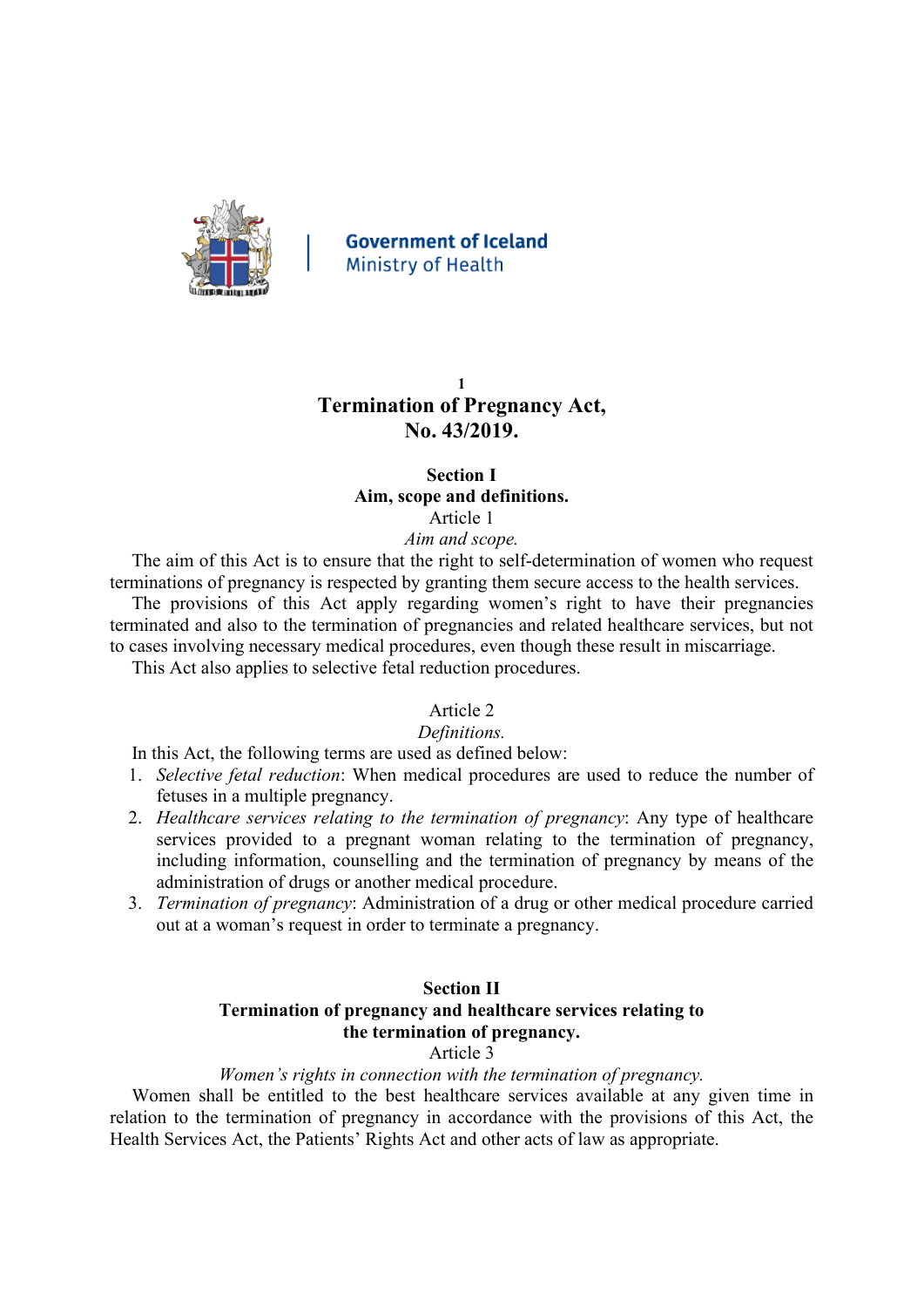Government of Iceland
Ministry of Health

[1]

# Termination of Pregnancy Act, No. 43/2019.

## Section I
## Aim, scope and definitions.

### Article 1
*Aim and scope.*

The aim of this Act is to ensure that the right to self-determination of women who request terminations of pregnancy is respected by granting them secure access to the health services.

The provisions of this Act apply regarding women's right to have their pregnancies terminated and also to the termination of pregnancies and related healthcare services, but not to cases involving necessary medical procedures, even though these result in miscarriage.

This Act also applies to selective fetal reduction procedures.

### Article 2
*Definitions.*

In this Act, the following terms are used as defined below:

1. *Selective fetal reduction*: When medical procedures are used to reduce the number of fetuses in a multiple pregnancy.
2. *Healthcare services relating to the termination of pregnancy*: Any type of healthcare services provided to a pregnant woman relating to the termination of pregnancy, including information, counselling and the termination of pregnancy by means of the administration of drugs or another medical procedure.
3. *Termination of pregnancy*: Administration of a drug or other medical procedure carried out at a woman's request in order to terminate a pregnancy.

## Section II
## Termination of pregnancy and healthcare services relating to the termination of pregnancy.

### Article 3
*Women's rights in connection with the termination of pregnancy.*

Women shall be entitled to the best healthcare services available at any given time in relation to the termination of pregnancy in accordance with the provisions of this Act, the Health Services Act, the Patients' Rights Act and other acts of law as appropriate.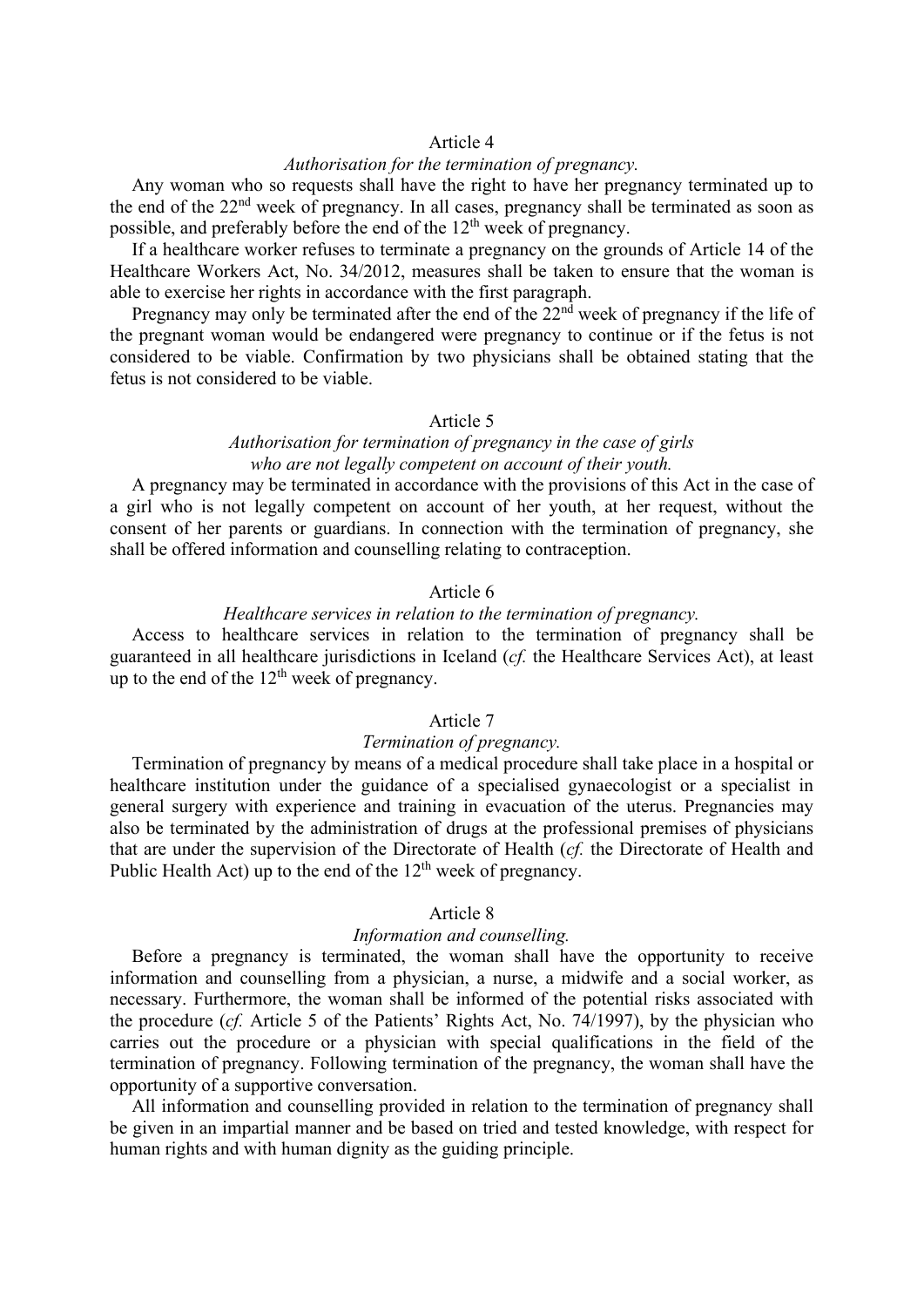## Article 4

*Authorisation for the termination of pregnancy.*

Any woman who so requests shall have the right to have her pregnancy terminated up to the end of the 22nd week of pregnancy. In all cases, pregnancy shall be terminated as soon as possible, and preferably before the end of the 12th week of pregnancy.

If a healthcare worker refuses to terminate a pregnancy on the grounds of Article 14 of the Healthcare Workers Act, No. 34/2012, measures shall be taken to ensure that the woman is able to exercise her rights in accordance with the first paragraph.

Pregnancy may only be terminated after the end of the 22nd week of pregnancy if the life of the pregnant woman would be endangered were pregnancy to continue or if the fetus is not considered to be viable. Confirmation by two physicians shall be obtained stating that the fetus is not considered to be viable.

## Article 5

*Authorisation for termination of pregnancy in the case of girls who are not legally competent on account of their youth.*

A pregnancy may be terminated in accordance with the provisions of this Act in the case of a girl who is not legally competent on account of her youth, at her request, without the consent of her parents or guardians. In connection with the termination of pregnancy, she shall be offered information and counselling relating to contraception.

## Article 6

*Healthcare services in relation to the termination of pregnancy.*

Access to healthcare services in relation to the termination of pregnancy shall be guaranteed in all healthcare jurisdictions in Iceland (*cf.* the Healthcare Services Act), at least up to the end of the 12th week of pregnancy.

## Article 7

*Termination of pregnancy.*

Termination of pregnancy by means of a medical procedure shall take place in a hospital or healthcare institution under the guidance of a specialised gynaecologist or a specialist in general surgery with experience and training in evacuation of the uterus. Pregnancies may also be terminated by the administration of drugs at the professional premises of physicians that are under the supervision of the Directorate of Health (*cf.* the Directorate of Health and Public Health Act) up to the end of the 12th week of pregnancy.

## Article 8

*Information and counselling.*

Before a pregnancy is terminated, the woman shall have the opportunity to receive information and counselling from a physician, a nurse, a midwife and a social worker, as necessary. Furthermore, the woman shall be informed of the potential risks associated with the procedure (*cf.* Article 5 of the Patients' Rights Act, No. 74/1997), by the physician who carries out the procedure or a physician with special qualifications in the field of the termination of pregnancy. Following termination of the pregnancy, the woman shall have the opportunity of a supportive conversation.

All information and counselling provided in relation to the termination of pregnancy shall be given in an impartial manner and be based on tried and tested knowledge, with respect for human rights and with human dignity as the guiding principle.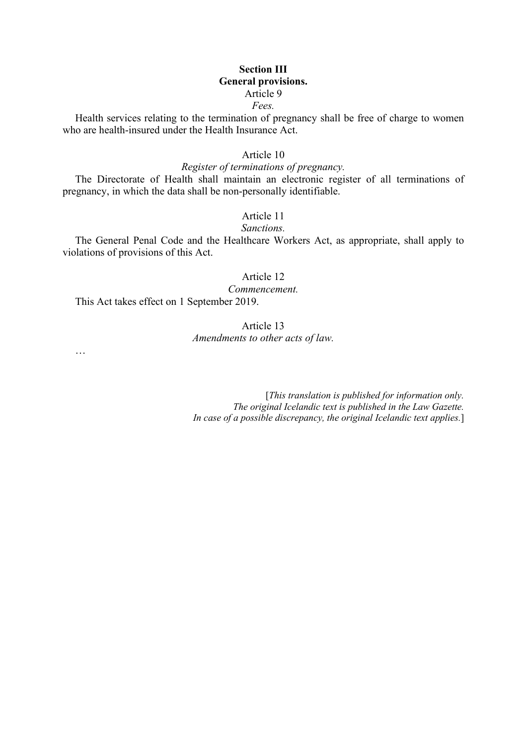## Section III
## General provisions.

### Article 9
*Fees.*

Health services relating to the termination of pregnancy shall be free of charge to women who are health-insured under the Health Insurance Act.

### Article 10
*Register of terminations of pregnancy.*

The Directorate of Health shall maintain an electronic register of all terminations of pregnancy, in which the data shall be non-personally identifiable.

### Article 11
*Sanctions.*

The General Penal Code and the Healthcare Workers Act, as appropriate, shall apply to violations of provisions of this Act.

### Article 12
*Commencement.*

This Act takes effect on 1 September 2019.

### Article 13
*Amendments to other acts of law.*

…

[*This translation is published for information only.*
*The original Icelandic text is published in the Law Gazette.*
*In case of a possible discrepancy, the original Icelandic text applies.*]